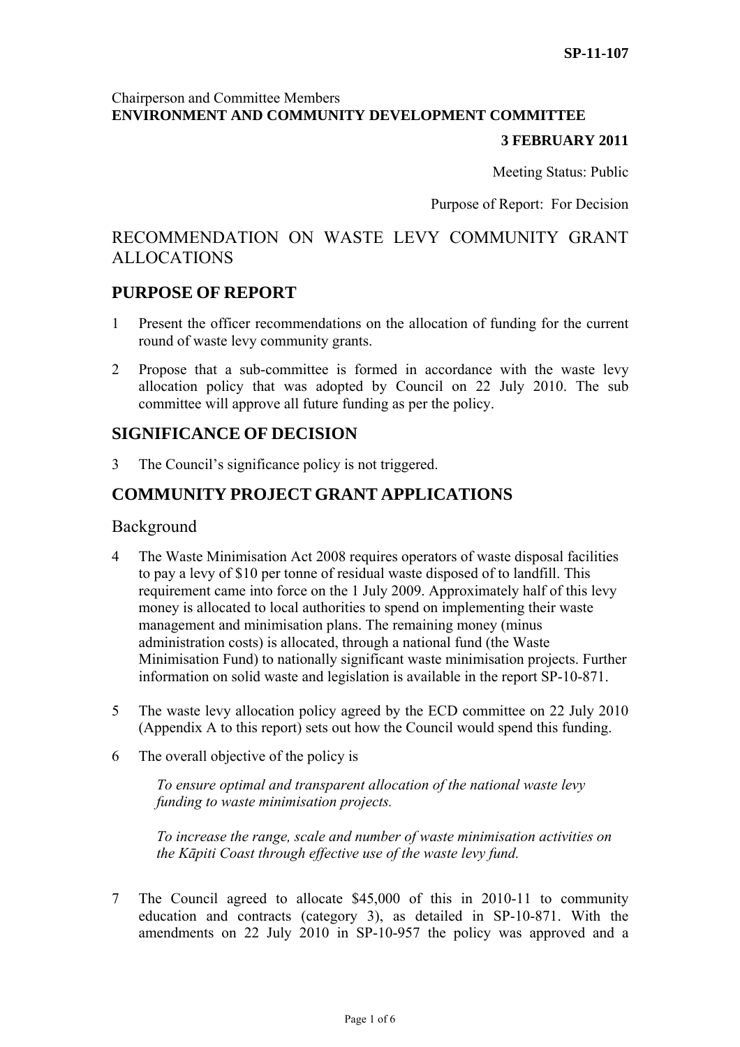SP-11-107

Chairperson and Committee Members
**ENVIRONMENT AND COMMUNITY DEVELOPMENT COMMITTEE**

**3 FEBRUARY 2011**

Meeting Status: Public

Purpose of Report: For Decision

# RECOMMENDATION ON WASTE LEVY COMMUNITY GRANT ALLOCATIONS

## PURPOSE OF REPORT

1 Present the officer recommendations on the allocation of funding for the current round of waste levy community grants.

2 Propose that a sub-committee is formed in accordance with the waste levy allocation policy that was adopted by Council on 22 July 2010. The sub committee will approve all future funding as per the policy.

## SIGNIFICANCE OF DECISION

3 The Council's significance policy is not triggered.

## COMMUNITY PROJECT GRANT APPLICATIONS

### Background

4 The Waste Minimisation Act 2008 requires operators of waste disposal facilities to pay a levy of $10 per tonne of residual waste disposed of to landfill. This requirement came into force on the 1 July 2009. Approximately half of this levy money is allocated to local authorities to spend on implementing their waste management and minimisation plans. The remaining money (minus administration costs) is allocated, through a national fund (the Waste Minimisation Fund) to nationally significant waste minimisation projects. Further information on solid waste and legislation is available in the report SP-10-871.

5 The waste levy allocation policy agreed by the ECD committee on 22 July 2010 (Appendix A to this report) sets out how the Council would spend this funding.

6 The overall objective of the policy is

*To ensure optimal and transparent allocation of the national waste levy funding to waste minimisation projects.*

*To increase the range, scale and number of waste minimisation activities on the Kāpiti Coast through effective use of the waste levy fund.*

7 The Council agreed to allocate $45,000 of this in 2010-11 to community education and contracts (category 3), as detailed in SP-10-871. With the amendments on 22 July 2010 in SP-10-957 the policy was approved and a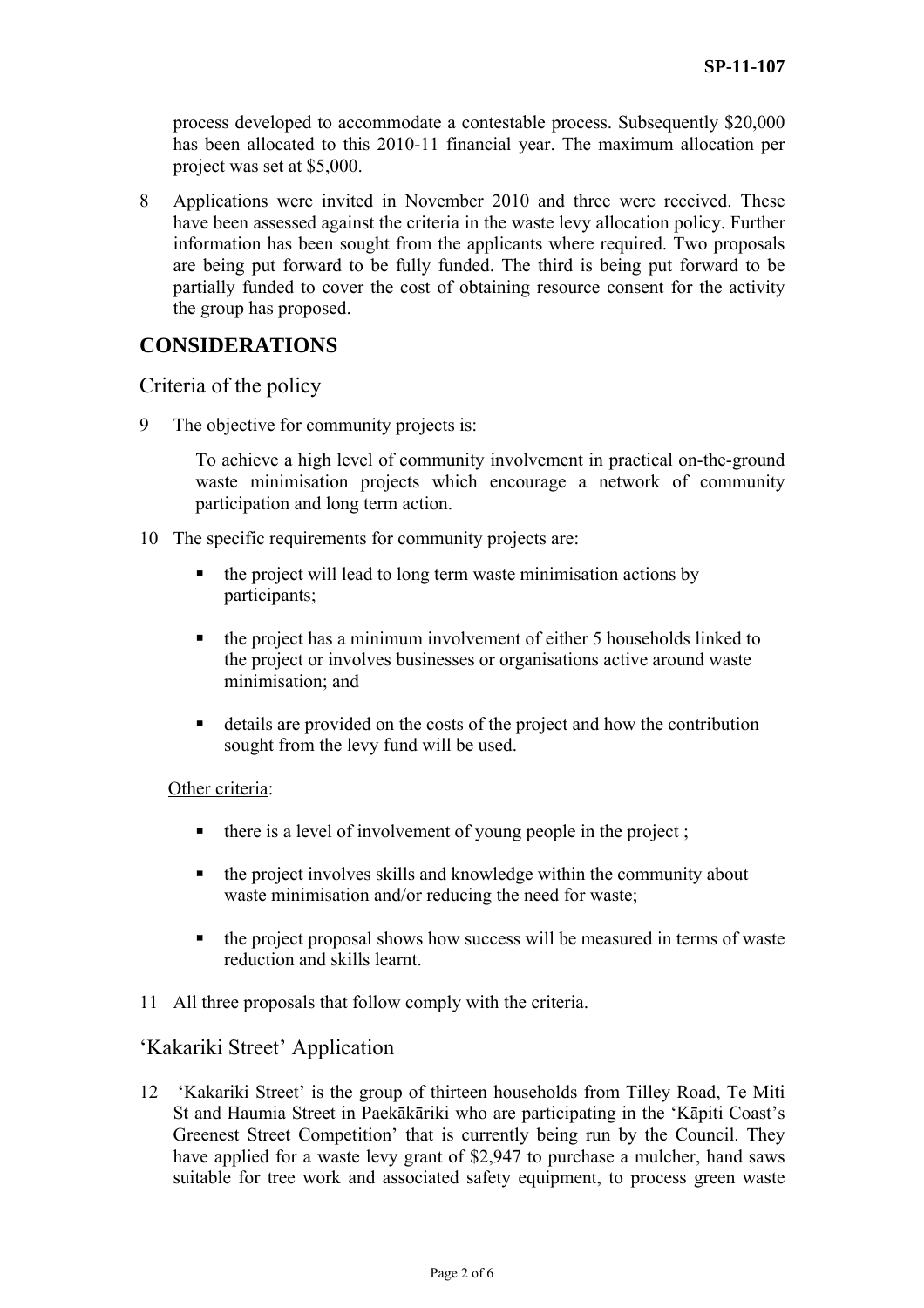process developed to accommodate a contestable process. Subsequently $20,000 has been allocated to this 2010-11 financial year. The maximum allocation per project was set at $5,000.

8 Applications were invited in November 2010 and three were received. These have been assessed against the criteria in the waste levy allocation policy. Further information has been sought from the applicants where required. Two proposals are being put forward to be fully funded. The third is being put forward to be partially funded to cover the cost of obtaining resource consent for the activity the group has proposed.

## CONSIDERATIONS

### Criteria of the policy

9 The objective for community projects is:

To achieve a high level of community involvement in practical on-the-ground waste minimisation projects which encourage a network of community participation and long term action.

10 The specific requirements for community projects are:

- the project will lead to long term waste minimisation actions by participants;
- the project has a minimum involvement of either 5 households linked to the project or involves businesses or organisations active around waste minimisation; and
- details are provided on the costs of the project and how the contribution sought from the levy fund will be used.

Other criteria:

- there is a level of involvement of young people in the project ;
- the project involves skills and knowledge within the community about waste minimisation and/or reducing the need for waste;
- the project proposal shows how success will be measured in terms of waste reduction and skills learnt.

11 All three proposals that follow comply with the criteria.

### 'Kakariki Street' Application

12 'Kakariki Street' is the group of thirteen households from Tilley Road, Te Miti St and Haumia Street in Paekākāriki who are participating in the 'Kāpiti Coast's Greenest Street Competition' that is currently being run by the Council. They have applied for a waste levy grant of $2,947 to purchase a mulcher, hand saws suitable for tree work and associated safety equipment, to process green waste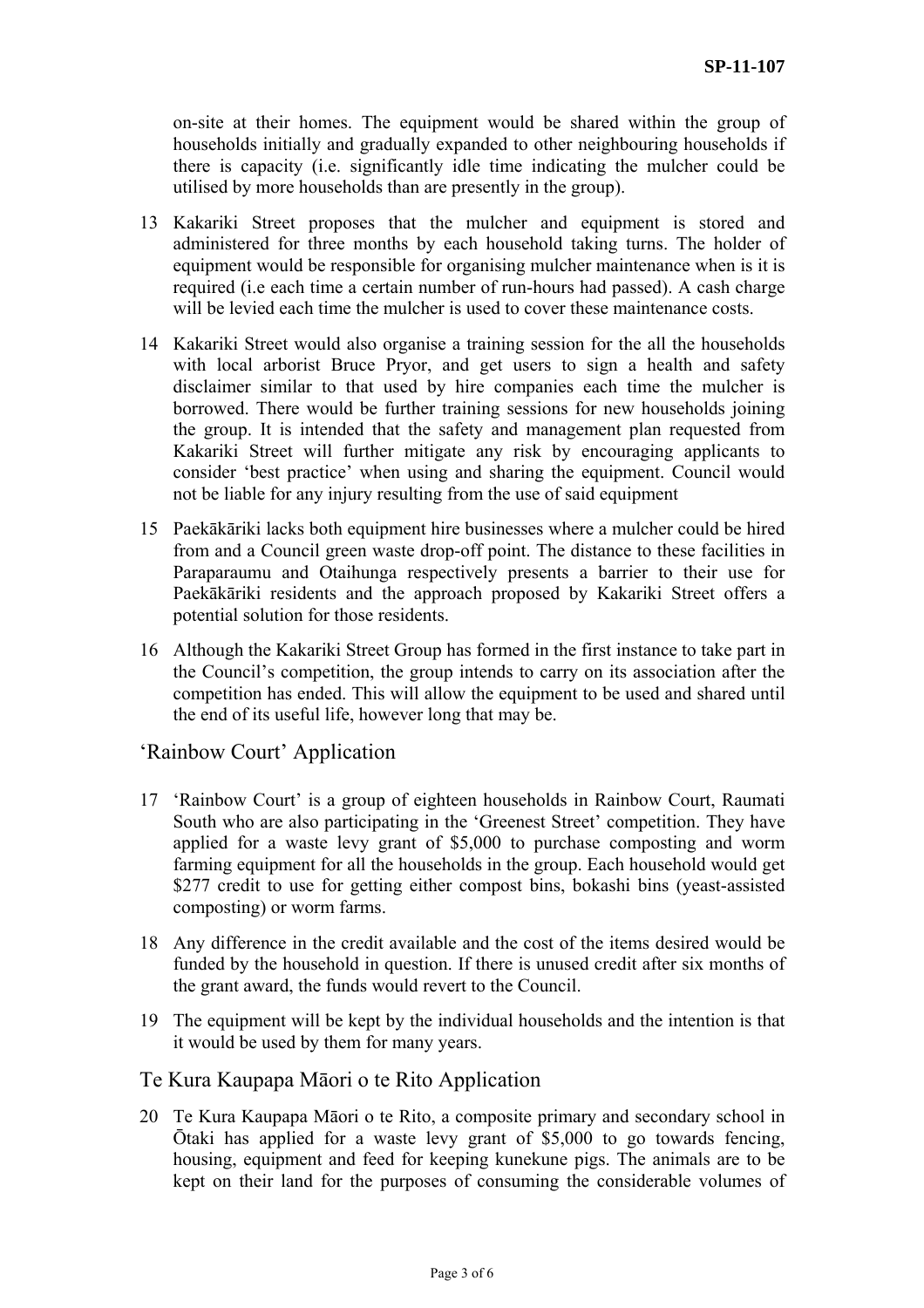on-site at their homes. The equipment would be shared within the group of households initially and gradually expanded to other neighbouring households if there is capacity (i.e. significantly idle time indicating the mulcher could be utilised by more households than are presently in the group).

13 Kakariki Street proposes that the mulcher and equipment is stored and administered for three months by each household taking turns. The holder of equipment would be responsible for organising mulcher maintenance when is it is required (i.e each time a certain number of run-hours had passed). A cash charge will be levied each time the mulcher is used to cover these maintenance costs.

14 Kakariki Street would also organise a training session for the all the households with local arborist Bruce Pryor, and get users to sign a health and safety disclaimer similar to that used by hire companies each time the mulcher is borrowed. There would be further training sessions for new households joining the group. It is intended that the safety and management plan requested from Kakariki Street will further mitigate any risk by encouraging applicants to consider 'best practice' when using and sharing the equipment. Council would not be liable for any injury resulting from the use of said equipment

15 Paekākāriki lacks both equipment hire businesses where a mulcher could be hired from and a Council green waste drop-off point. The distance to these facilities in Paraparaumu and Otaihunga respectively presents a barrier to their use for Paekākāriki residents and the approach proposed by Kakariki Street offers a potential solution for those residents.

16 Although the Kakariki Street Group has formed in the first instance to take part in the Council's competition, the group intends to carry on its association after the competition has ended. This will allow the equipment to be used and shared until the end of its useful life, however long that may be.

## 'Rainbow Court' Application

17 'Rainbow Court' is a group of eighteen households in Rainbow Court, Raumati South who are also participating in the 'Greenest Street' competition. They have applied for a waste levy grant of $5,000 to purchase composting and worm farming equipment for all the households in the group. Each household would get $277 credit to use for getting either compost bins, bokashi bins (yeast-assisted composting) or worm farms.

18 Any difference in the credit available and the cost of the items desired would be funded by the household in question. If there is unused credit after six months of the grant award, the funds would revert to the Council.

19 The equipment will be kept by the individual households and the intention is that it would be used by them for many years.

## Te Kura Kaupapa Māori o te Rito Application

20 Te Kura Kaupapa Māori o te Rito, a composite primary and secondary school in Ōtaki has applied for a waste levy grant of $5,000 to go towards fencing, housing, equipment and feed for keeping kunekune pigs. The animals are to be kept on their land for the purposes of consuming the considerable volumes of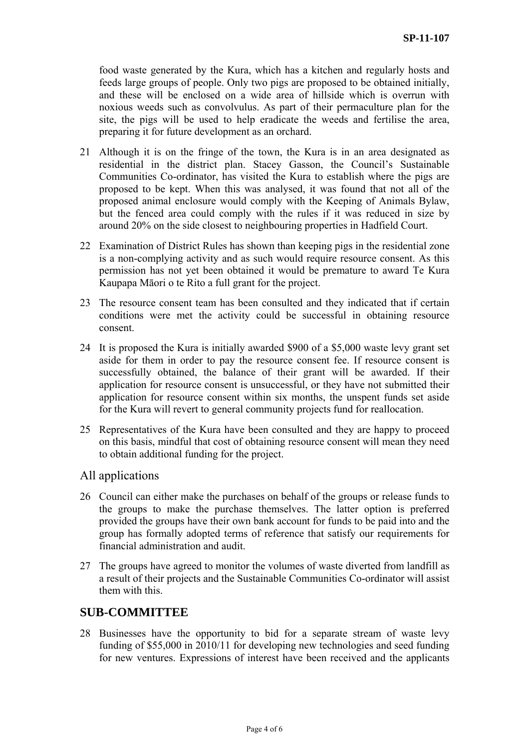food waste generated by the Kura, which has a kitchen and regularly hosts and feeds large groups of people. Only two pigs are proposed to be obtained initially, and these will be enclosed on a wide area of hillside which is overrun with noxious weeds such as convolvulus. As part of their permaculture plan for the site, the pigs will be used to help eradicate the weeds and fertilise the area, preparing it for future development as an orchard.

21 Although it is on the fringe of the town, the Kura is in an area designated as residential in the district plan. Stacey Gasson, the Council's Sustainable Communities Co-ordinator, has visited the Kura to establish where the pigs are proposed to be kept. When this was analysed, it was found that not all of the proposed animal enclosure would comply with the Keeping of Animals Bylaw, but the fenced area could comply with the rules if it was reduced in size by around 20% on the side closest to neighbouring properties in Hadfield Court.

22 Examination of District Rules has shown than keeping pigs in the residential zone is a non-complying activity and as such would require resource consent. As this permission has not yet been obtained it would be premature to award Te Kura Kaupapa Māori o te Rito a full grant for the project.

23 The resource consent team has been consulted and they indicated that if certain conditions were met the activity could be successful in obtaining resource consent.

24 It is proposed the Kura is initially awarded \$900 of a \$5,000 waste levy grant set aside for them in order to pay the resource consent fee. If resource consent is successfully obtained, the balance of their grant will be awarded. If their application for resource consent is unsuccessful, or they have not submitted their application for resource consent within six months, the unspent funds set aside for the Kura will revert to general community projects fund for reallocation.

25 Representatives of the Kura have been consulted and they are happy to proceed on this basis, mindful that cost of obtaining resource consent will mean they need to obtain additional funding for the project.

### All applications

26 Council can either make the purchases on behalf of the groups or release funds to the groups to make the purchase themselves. The latter option is preferred provided the groups have their own bank account for funds to be paid into and the group has formally adopted terms of reference that satisfy our requirements for financial administration and audit.

27 The groups have agreed to monitor the volumes of waste diverted from landfill as a result of their projects and the Sustainable Communities Co-ordinator will assist them with this.

## SUB-COMMITTEE

28 Businesses have the opportunity to bid for a separate stream of waste levy funding of \$55,000 in 2010/11 for developing new technologies and seed funding for new ventures. Expressions of interest have been received and the applicants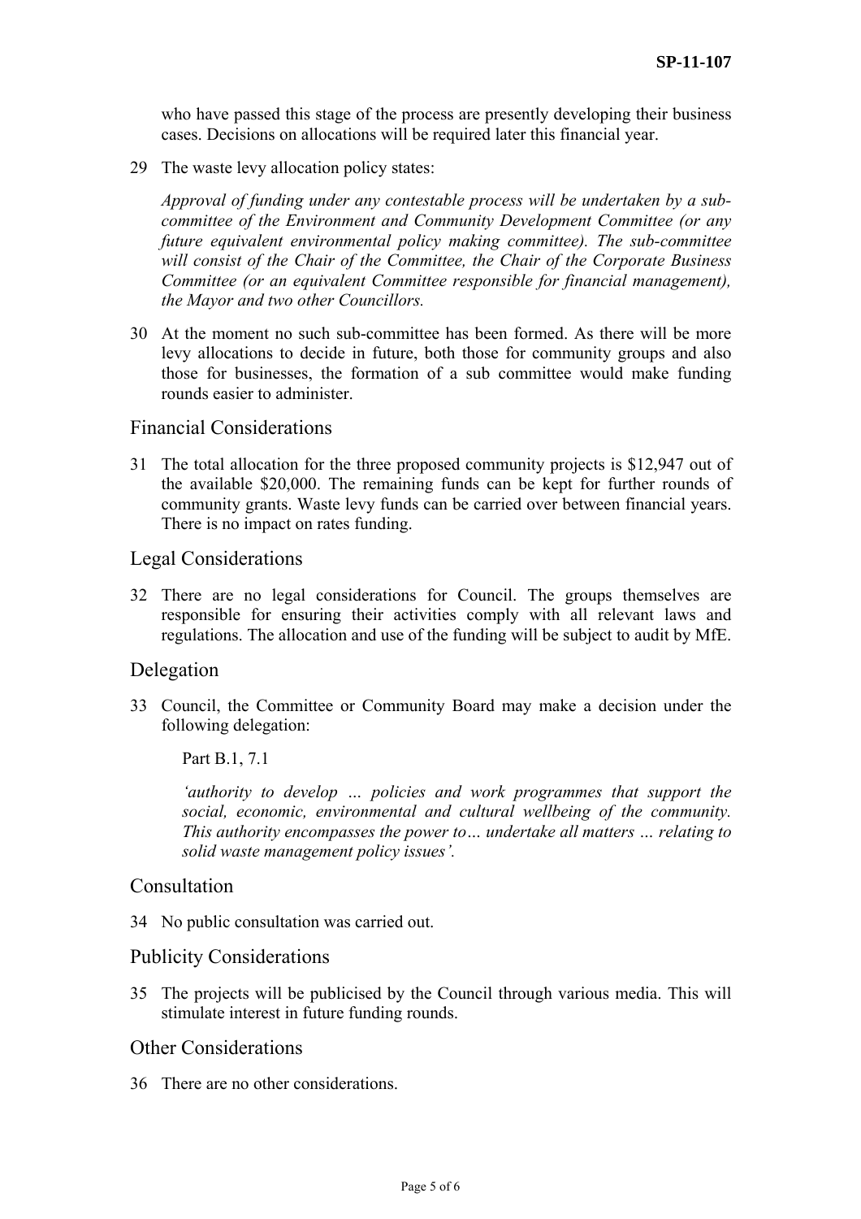who have passed this stage of the process are presently developing their business cases. Decisions on allocations will be required later this financial year.

29 The waste levy allocation policy states:

*Approval of funding under any contestable process will be undertaken by a sub-committee of the Environment and Community Development Committee (or any future equivalent environmental policy making committee). The sub-committee will consist of the Chair of the Committee, the Chair of the Corporate Business Committee (or an equivalent Committee responsible for financial management), the Mayor and two other Councillors.*

30 At the moment no such sub-committee has been formed. As there will be more levy allocations to decide in future, both those for community groups and also those for businesses, the formation of a sub committee would make funding rounds easier to administer.

## Financial Considerations

31 The total allocation for the three proposed community projects is $12,947 out of the available $20,000. The remaining funds can be kept for further rounds of community grants. Waste levy funds can be carried over between financial years. There is no impact on rates funding.

## Legal Considerations

32 There are no legal considerations for Council. The groups themselves are responsible for ensuring their activities comply with all relevant laws and regulations. The allocation and use of the funding will be subject to audit by MfE.

## Delegation

33 Council, the Committee or Community Board may make a decision under the following delegation:

Part B.1, 7.1

*'authority to develop … policies and work programmes that support the social, economic, environmental and cultural wellbeing of the community. This authority encompasses the power to… undertake all matters … relating to solid waste management policy issues'.*

## Consultation

34 No public consultation was carried out.

## Publicity Considerations

35 The projects will be publicised by the Council through various media. This will stimulate interest in future funding rounds.

## Other Considerations

36 There are no other considerations.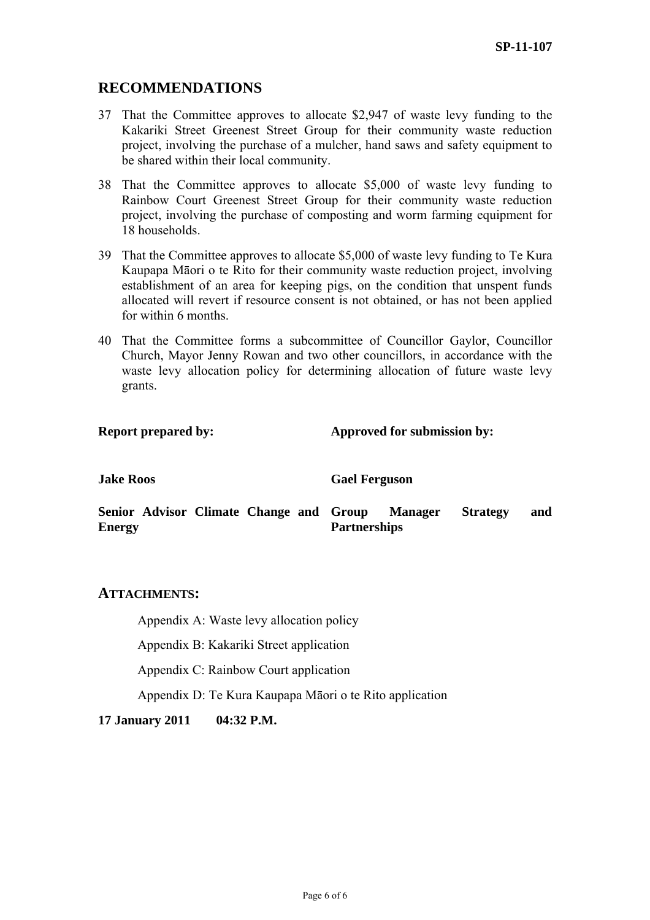SP-11-107

## RECOMMENDATIONS

37 That the Committee approves to allocate \$2,947 of waste levy funding to the Kakariki Street Greenest Street Group for their community waste reduction project, involving the purchase of a mulcher, hand saws and safety equipment to be shared within their local community.

38 That the Committee approves to allocate \$5,000 of waste levy funding to Rainbow Court Greenest Street Group for their community waste reduction project, involving the purchase of composting and worm farming equipment for 18 households.

39 That the Committee approves to allocate \$5,000 of waste levy funding to Te Kura Kaupapa Māori o te Rito for their community waste reduction project, involving establishment of an area for keeping pigs, on the condition that unspent funds allocated will revert if resource consent is not obtained, or has not been applied for within 6 months.

40 That the Committee forms a subcommittee of Councillor Gaylor, Councillor Church, Mayor Jenny Rowan and two other councillors, in accordance with the waste levy allocation policy for determining allocation of future waste levy grants.

| **Report prepared by:** | **Approved for submission by:** |
| --- | --- |
| **Jake Roos** | **Gael Ferguson** |
| **Senior Advisor Climate Change and Energy** | **Group Manager Strategy and Partnerships** |

### ATTACHMENTS:

Appendix A: Waste levy allocation policy

Appendix B: Kakariki Street application

Appendix C: Rainbow Court application

Appendix D: Te Kura Kaupapa Māori o te Rito application

**17 January 2011 04:32 P.M.**